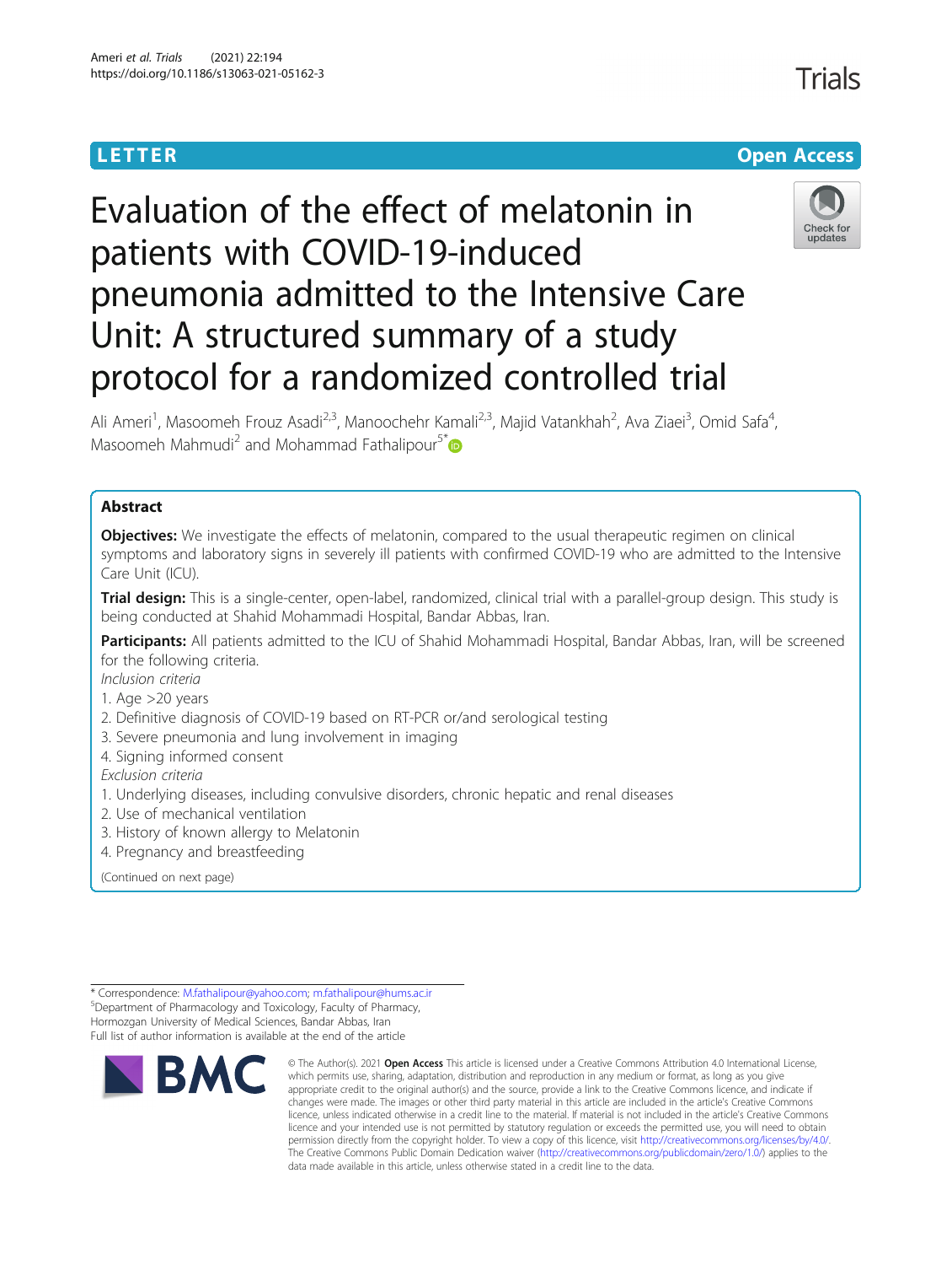LETTER

Open Access

# Evaluation of the effect of melatonin in patients with COVID-19-induced pneumonia admitted to the Intensive Care Unit: A structured summary of a study protocol for a randomized controlled trial

Ali Ameri[1], Masoomeh Frouz Asadi[2,3], Manoochehr Kamali[2,3], Majid Vatankhah[2], Ava Ziaei[3], Omid Safa[4], Masoomeh Mahmudi[2] and Mohammad Fathalipour[5*]

## Abstract

**Objectives:** We investigate the effects of melatonin, compared to the usual therapeutic regimen on clinical symptoms and laboratory signs in severely ill patients with confirmed COVID-19 who are admitted to the Intensive Care Unit (ICU).

**Trial design:** This is a single-center, open-label, randomized, clinical trial with a parallel-group design. This study is being conducted at Shahid Mohammadi Hospital, Bandar Abbas, Iran.

**Participants:** All patients admitted to the ICU of Shahid Mohammadi Hospital, Bandar Abbas, Iran, will be screened for the following criteria.

*Inclusion criteria*

1. Age >20 years
2. Definitive diagnosis of COVID-19 based on RT-PCR or/and serological testing
3. Severe pneumonia and lung involvement in imaging
4. Signing informed consent

*Exclusion criteria*

1. Underlying diseases, including convulsive disorders, chronic hepatic and renal diseases
2. Use of mechanical ventilation
3. History of known allergy to Melatonin
4. Pregnancy and breastfeeding

(Continued on next page)

* Correspondence: M.fathalipour@yahoo.com; m.fathalipour@hums.ac.ir
[5]Department of Pharmacology and Toxicology, Faculty of Pharmacy, Hormozgan University of Medical Sciences, Bandar Abbas, Iran
Full list of author information is available at the end of the article

© The Author(s). 2021 **Open Access** This article is licensed under a Creative Commons Attribution 4.0 International License, which permits use, sharing, adaptation, distribution and reproduction in any medium or format, as long as you give appropriate credit to the original author(s) and the source, provide a link to the Creative Commons licence, and indicate if changes were made. The images or other third party material in this article are included in the article's Creative Commons licence, unless indicated otherwise in a credit line to the material. If material is not included in the article's Creative Commons licence and your intended use is not permitted by statutory regulation or exceeds the permitted use, you will need to obtain permission directly from the copyright holder. To view a copy of this licence, visit http://creativecommons.org/licenses/by/4.0/. The Creative Commons Public Domain Dedication waiver (http://creativecommons.org/publicdomain/zero/1.0/) applies to the data made available in this article, unless otherwise stated in a credit line to the data.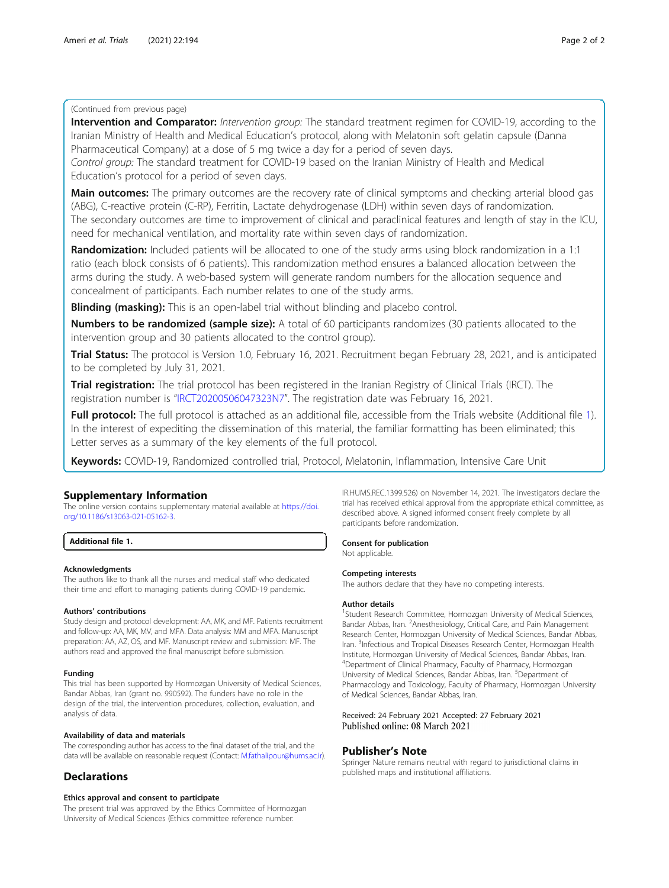(Continued from previous page)

**Intervention and Comparator:** *Intervention group:* The standard treatment regimen for COVID-19, according to the Iranian Ministry of Health and Medical Education's protocol, along with Melatonin soft gelatin capsule (Danna Pharmaceutical Company) at a dose of 5 mg twice a day for a period of seven days.

*Control group:* The standard treatment for COVID-19 based on the Iranian Ministry of Health and Medical Education's protocol for a period of seven days.

**Main outcomes:** The primary outcomes are the recovery rate of clinical symptoms and checking arterial blood gas (ABG), C-reactive protein (C-RP), Ferritin, Lactate dehydrogenase (LDH) within seven days of randomization. The secondary outcomes are time to improvement of clinical and paraclinical features and length of stay in the ICU, need for mechanical ventilation, and mortality rate within seven days of randomization.

**Randomization:** Included patients will be allocated to one of the study arms using block randomization in a 1:1 ratio (each block consists of 6 patients). This randomization method ensures a balanced allocation between the arms during the study. A web-based system will generate random numbers for the allocation sequence and concealment of participants. Each number relates to one of the study arms.

**Blinding (masking):** This is an open-label trial without blinding and placebo control.

**Numbers to be randomized (sample size):** A total of 60 participants randomizes (30 patients allocated to the intervention group and 30 patients allocated to the control group).

**Trial Status:** The protocol is Version 1.0, February 16, 2021. Recruitment began February 28, 2021, and is anticipated to be completed by July 31, 2021.

**Trial registration:** The trial protocol has been registered in the Iranian Registry of Clinical Trials (IRCT). The registration number is "IRCT20200506047323N7". The registration date was February 16, 2021.

**Full protocol:** The full protocol is attached as an additional file, accessible from the Trials website (Additional file 1). In the interest of expediting the dissemination of this material, the familiar formatting has been eliminated; this Letter serves as a summary of the key elements of the full protocol.

**Keywords:** COVID-19, Randomized controlled trial, Protocol, Melatonin, Inflammation, Intensive Care Unit

## Supplementary Information

The online version contains supplementary material available at https://doi.org/10.1186/s13063-021-05162-3.

**Additional file 1.**

#### Acknowledgments

The authors like to thank all the nurses and medical staff who dedicated their time and effort to managing patients during COVID-19 pandemic.

#### Authors' contributions

Study design and protocol development: AA, MK, and MF. Patients recruitment and follow-up: AA, MK, MV, and MFA. Data analysis: MM and MFA. Manuscript preparation: AA, AZ, OS, and MF. Manuscript review and submission: MF. The authors read and approved the final manuscript before submission.

#### Funding

This trial has been supported by Hormozgan University of Medical Sciences, Bandar Abbas, Iran (grant no. 990592). The funders have no role in the design of the trial, the intervention procedures, collection, evaluation, and analysis of data.

#### Availability of data and materials

The corresponding author has access to the final dataset of the trial, and the data will be available on reasonable request (Contact: M.fathalipour@hums.ac.ir).

## Declarations

#### Ethics approval and consent to participate

The present trial was approved by the Ethics Committee of Hormozgan University of Medical Sciences (Ethics committee reference number: IR.HUMS.REC.1399.526) on November 14, 2021. The investigators declare the trial has received ethical approval from the appropriate ethical committee, as described above. A signed informed consent freely complete by all participants before randomization.

#### Consent for publication

Not applicable.

#### Competing interests

The authors declare that they have no competing interests.

#### Author details

[1]Student Research Committee, Hormozgan University of Medical Sciences, Bandar Abbas, Iran. [2]Anesthesiology, Critical Care, and Pain Management Research Center, Hormozgan University of Medical Sciences, Bandar Abbas, Iran. [3]Infectious and Tropical Diseases Research Center, Hormozgan Health Institute, Hormozgan University of Medical Sciences, Bandar Abbas, Iran. [4]Department of Clinical Pharmacy, Faculty of Pharmacy, Hormozgan University of Medical Sciences, Bandar Abbas, Iran. [5]Department of Pharmacology and Toxicology, Faculty of Pharmacy, Hormozgan University of Medical Sciences, Bandar Abbas, Iran.

Received: 24 February 2021 Accepted: 27 February 2021
Published online: 08 March 2021

## Publisher's Note

Springer Nature remains neutral with regard to jurisdictional claims in published maps and institutional affiliations.